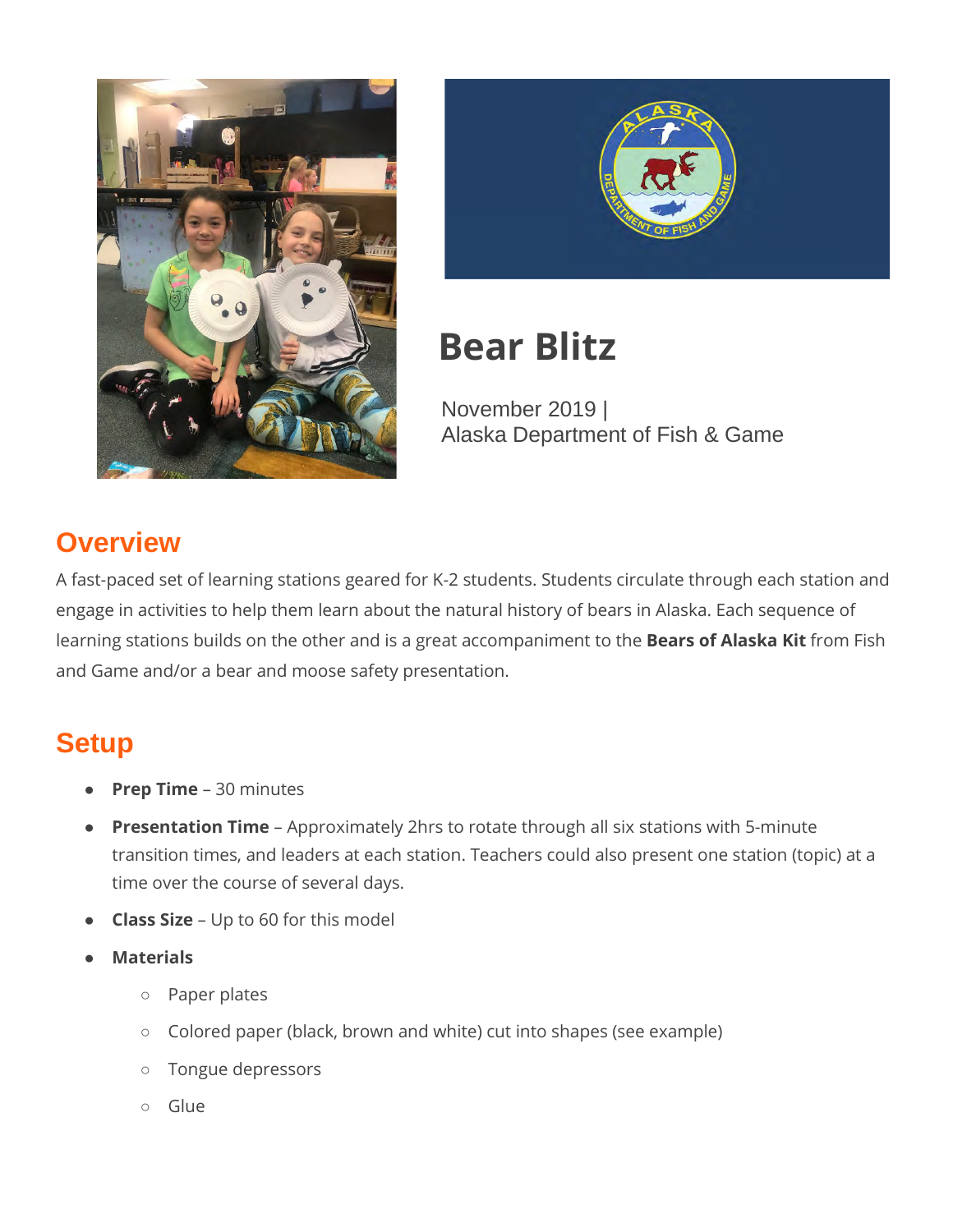# Bear Blitz

November 2019 |
Alaska Department of Fish & Game

## Overview

A fast-paced set of learning stations geared for K-2 students. Students circulate through each station and engage in activities to help them learn about the natural history of bears in Alaska. Each sequence of learning stations builds on the other and is a great accompaniment to the **Bears of Alaska Kit** from Fish and Game and/or a bear and moose safety presentation.

## Setup

- **Prep Time** – 30 minutes
- **Presentation Time** – Approximately 2hrs to rotate through all six stations with 5-minute transition times, and leaders at each station. Teachers could also present one station (topic) at a time over the course of several days.
- **Class Size** – Up to 60 for this model
- **Materials**
  - Paper plates
  - Colored paper (black, brown and white) cut into shapes (see example)
  - Tongue depressors
  - Glue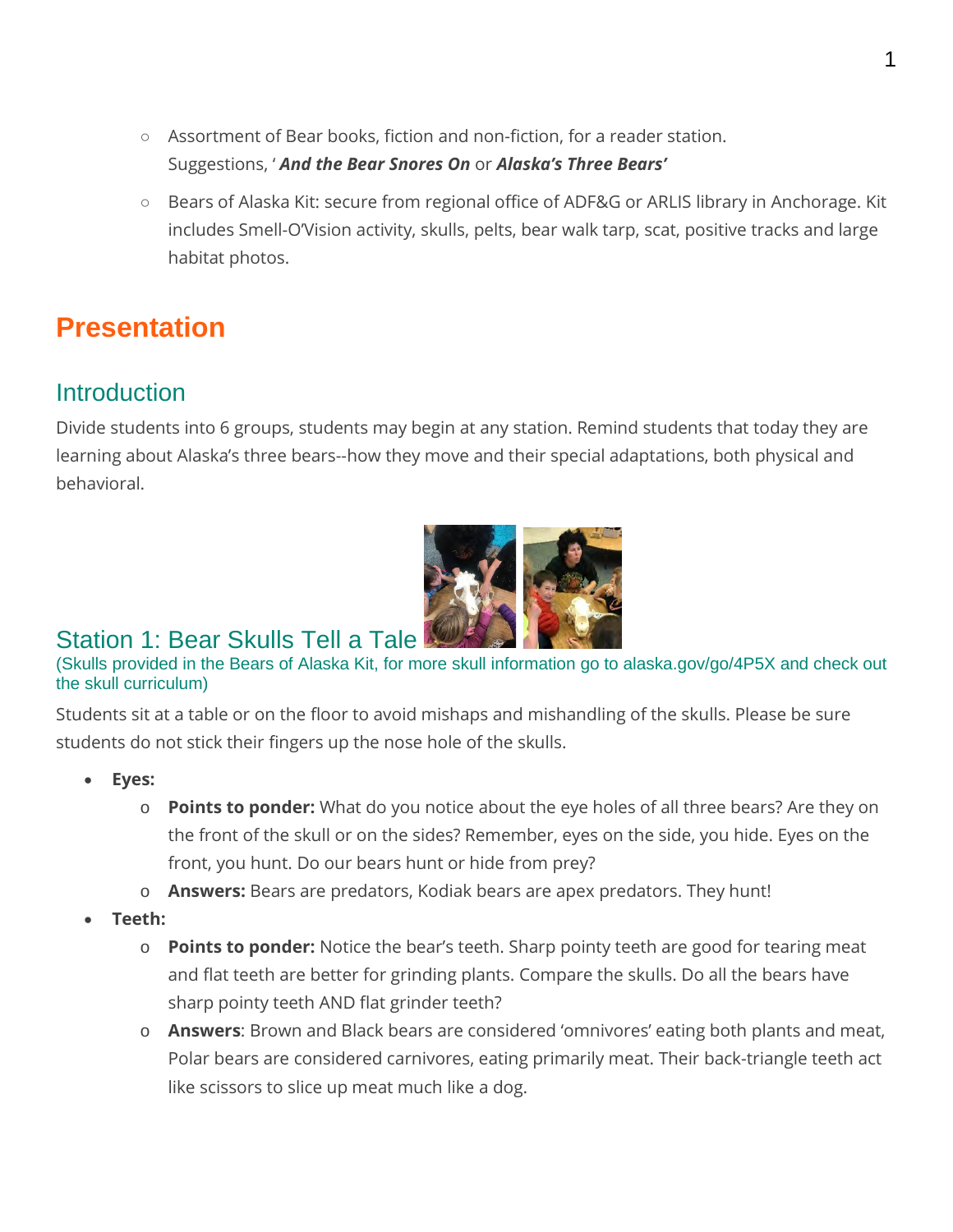- Assortment of Bear books, fiction and non-fiction, for a reader station. Suggestions, ' ***And the Bear Snores On*** or ***Alaska's Three Bears'***
- Bears of Alaska Kit: secure from regional office of ADF&G or ARLIS library in Anchorage. Kit includes Smell-O'Vision activity, skulls, pelts, bear walk tarp, scat, positive tracks and large habitat photos.

# Presentation

## Introduction

Divide students into 6 groups, students may begin at any station. Remind students that today they are learning about Alaska's three bears--how they move and their special adaptations, both physical and behavioral.

## Station 1: Bear Skulls Tell a Tale

(Skulls provided in the Bears of Alaska Kit, for more skull information go to alaska.gov/go/4P5X and check out the skull curriculum)

Students sit at a table or on the floor to avoid mishaps and mishandling of the skulls. Please be sure students do not stick their fingers up the nose hole of the skulls.

- **Eyes:**
  - **Points to ponder:** What do you notice about the eye holes of all three bears? Are they on the front of the skull or on the sides? Remember, eyes on the side, you hide. Eyes on the front, you hunt. Do our bears hunt or hide from prey?
  - **Answers:** Bears are predators, Kodiak bears are apex predators. They hunt!
- **Teeth:**
  - **Points to ponder:** Notice the bear's teeth. Sharp pointy teeth are good for tearing meat and flat teeth are better for grinding plants. Compare the skulls. Do all the bears have sharp pointy teeth AND flat grinder teeth?
  - **Answers**: Brown and Black bears are considered 'omnivores' eating both plants and meat, Polar bears are considered carnivores, eating primarily meat. Their back-triangle teeth act like scissors to slice up meat much like a dog.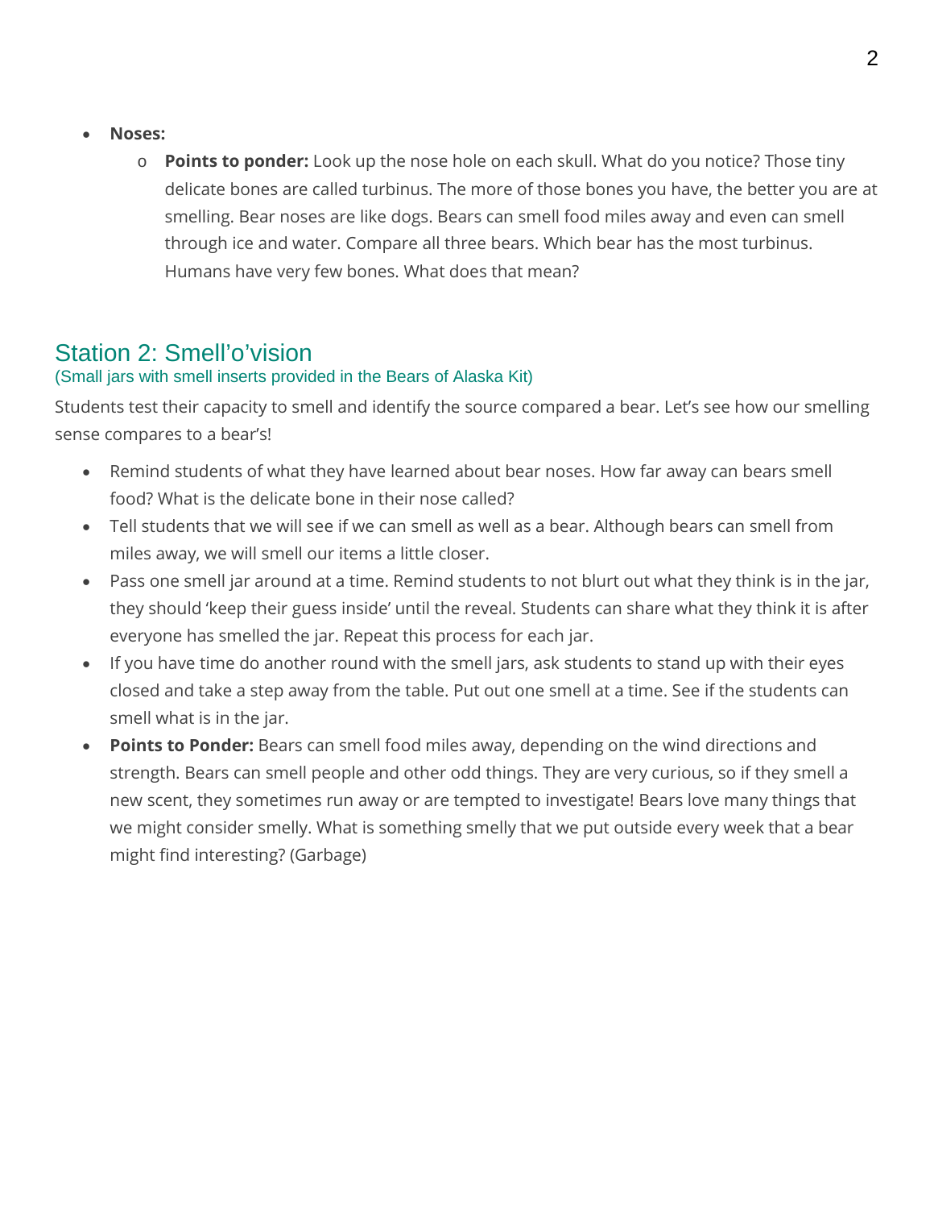- **Noses:**
    - **Points to ponder:** Look up the nose hole on each skull. What do you notice? Those tiny delicate bones are called turbinus. The more of those bones you have, the better you are at smelling. Bear noses are like dogs. Bears can smell food miles away and even can smell through ice and water. Compare all three bears. Which bear has the most turbinus. Humans have very few bones. What does that mean?

## Station 2: Smell'o'vision

(Small jars with smell inserts provided in the Bears of Alaska Kit)

Students test their capacity to smell and identify the source compared a bear. Let's see how our smelling sense compares to a bear's!

- Remind students of what they have learned about bear noses. How far away can bears smell food? What is the delicate bone in their nose called?
- Tell students that we will see if we can smell as well as a bear. Although bears can smell from miles away, we will smell our items a little closer.
- Pass one smell jar around at a time. Remind students to not blurt out what they think is in the jar, they should 'keep their guess inside' until the reveal. Students can share what they think it is after everyone has smelled the jar. Repeat this process for each jar.
- If you have time do another round with the smell jars, ask students to stand up with their eyes closed and take a step away from the table. Put out one smell at a time. See if the students can smell what is in the jar.
- **Points to Ponder:** Bears can smell food miles away, depending on the wind directions and strength. Bears can smell people and other odd things. They are very curious, so if they smell a new scent, they sometimes run away or are tempted to investigate! Bears love many things that we might consider smelly. What is something smelly that we put outside every week that a bear might find interesting? (Garbage)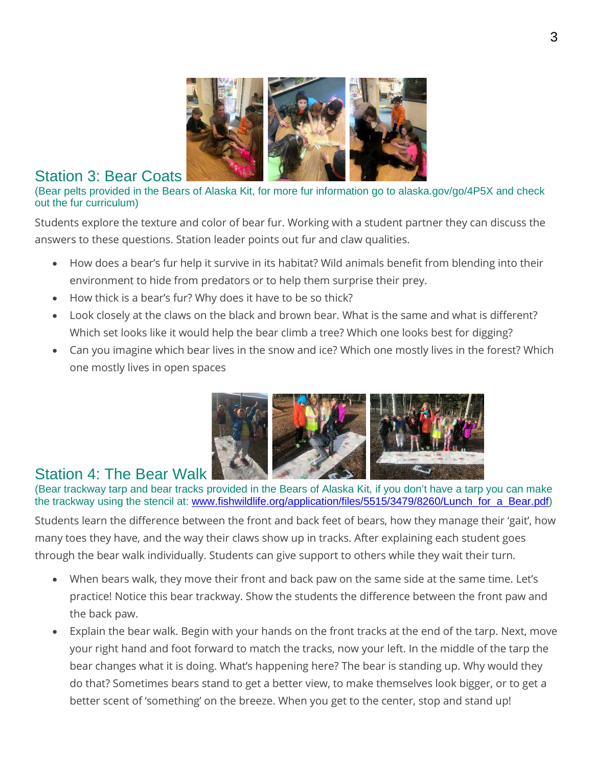## Station 3: Bear Coats

(Bear pelts provided in the Bears of Alaska Kit, for more fur information go to alaska.gov/go/4P5X and check out the fur curriculum)

Students explore the texture and color of bear fur. Working with a student partner they can discuss the answers to these questions. Station leader points out fur and claw qualities.

- How does a bear's fur help it survive in its habitat? Wild animals benefit from blending into their environment to hide from predators or to help them surprise their prey.
- How thick is a bear's fur? Why does it have to be so thick?
- Look closely at the claws on the black and brown bear. What is the same and what is different? Which set looks like it would help the bear climb a tree? Which one looks best for digging?
- Can you imagine which bear lives in the snow and ice? Which one mostly lives in the forest? Which one mostly lives in open spaces

## Station 4: The Bear Walk

(Bear trackway tarp and bear tracks provided in the Bears of Alaska Kit, if you don't have a tarp you can make the trackway using the stencil at: www.fishwildlife.org/application/files/5515/3479/8260/Lunch_for_a_Bear.pdf)

Students learn the difference between the front and back feet of bears, how they manage their 'gait', how many toes they have, and the way their claws show up in tracks. After explaining each student goes through the bear walk individually. Students can give support to others while they wait their turn.

- When bears walk, they move their front and back paw on the same side at the same time. Let's practice! Notice this bear trackway. Show the students the difference between the front paw and the back paw.
- Explain the bear walk. Begin with your hands on the front tracks at the end of the tarp. Next, move your right hand and foot forward to match the tracks, now your left. In the middle of the tarp the bear changes what it is doing. What's happening here? The bear is standing up. Why would they do that? Sometimes bears stand to get a better view, to make themselves look bigger, or to get a better scent of 'something' on the breeze. When you get to the center, stop and stand up!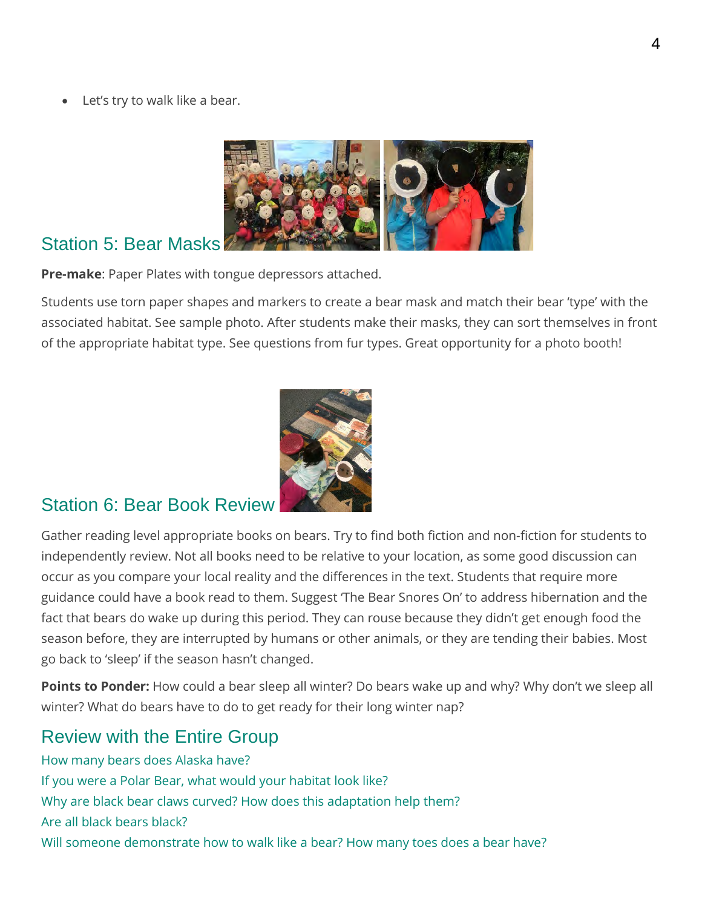- Let's try to walk like a bear.

## Station 5: Bear Masks

**Pre-make**: Paper Plates with tongue depressors attached.

Students use torn paper shapes and markers to create a bear mask and match their bear 'type' with the associated habitat. See sample photo. After students make their masks, they can sort themselves in front of the appropriate habitat type. See questions from fur types. Great opportunity for a photo booth!

## Station 6: Bear Book Review

Gather reading level appropriate books on bears. Try to find both fiction and non-fiction for students to independently review. Not all books need to be relative to your location, as some good discussion can occur as you compare your local reality and the differences in the text. Students that require more guidance could have a book read to them. Suggest 'The Bear Snores On' to address hibernation and the fact that bears do wake up during this period. They can rouse because they didn't get enough food the season before, they are interrupted by humans or other animals, or they are tending their babies. Most go back to 'sleep' if the season hasn't changed.

**Points to Ponder:** How could a bear sleep all winter? Do bears wake up and why? Why don't we sleep all winter? What do bears have to do to get ready for their long winter nap?

## Review with the Entire Group

How many bears does Alaska have?
If you were a Polar Bear, what would your habitat look like?
Why are black bear claws curved? How does this adaptation help them?
Are all black bears black?
Will someone demonstrate how to walk like a bear? How many toes does a bear have?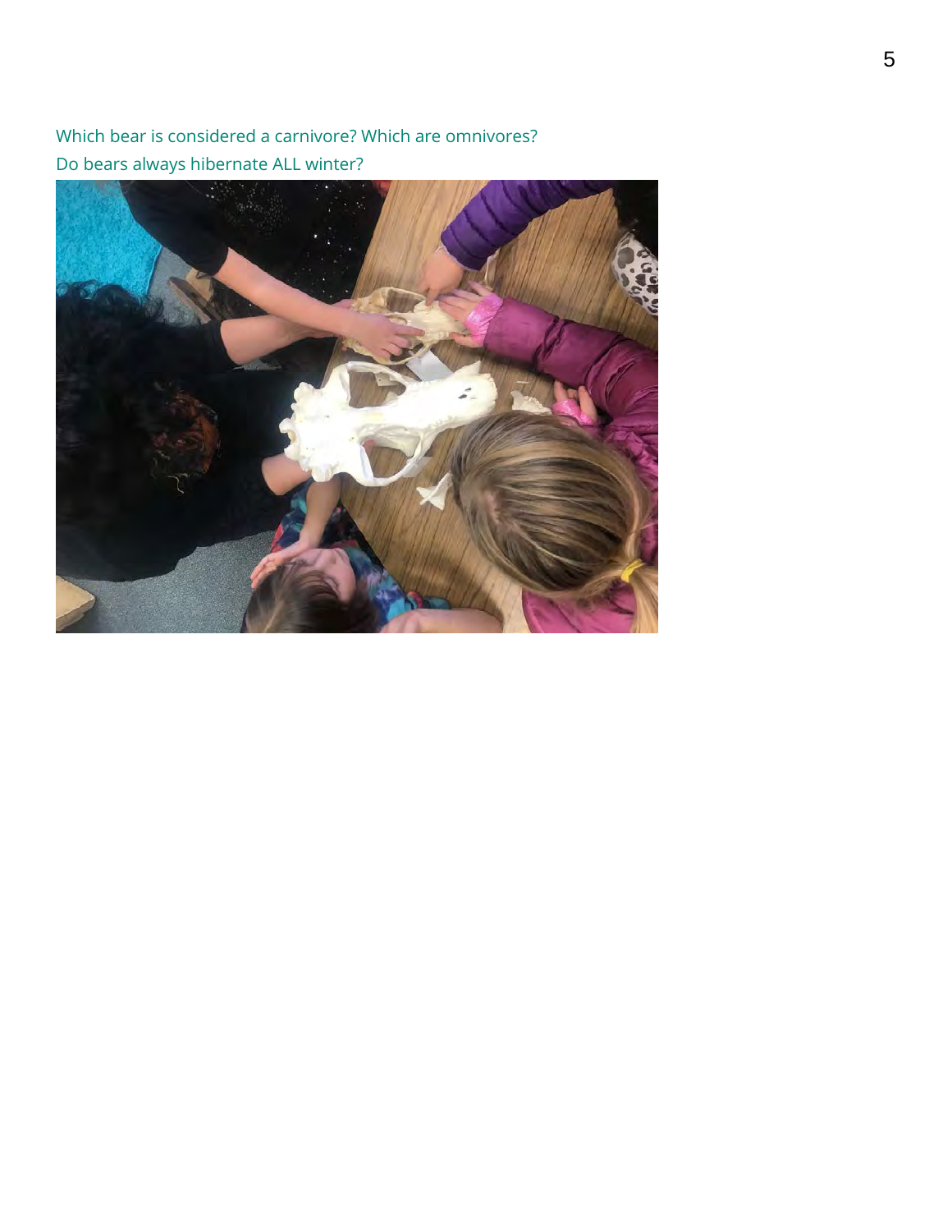Which bear is considered a carnivore? Which are omnivores?

Do bears always hibernate ALL winter?